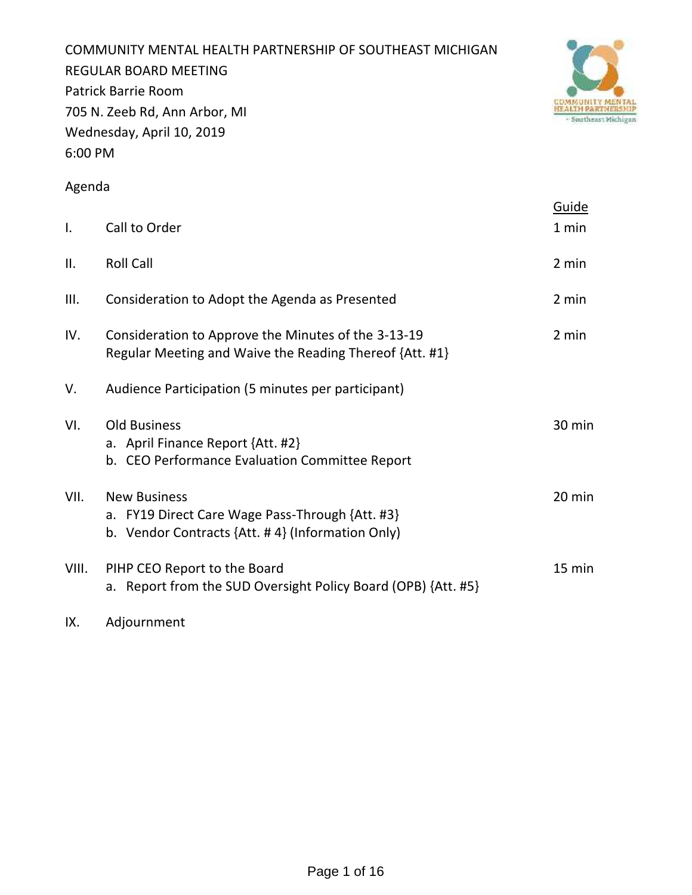COMMUNITY MENTAL HEALTH PARTNERSHIP OF SOUTHEAST MICHIGAN
REGULAR BOARD MEETING
Patrick Barrie Room
705 N. Zeeb Rd, Ann Arbor, MI
Wednesday, April 10, 2019
6:00 PM

Agenda

| | | Guide |
|---|---|---|
| I. | Call to Order | 1 min |
| II. | Roll Call | 2 min |
| III. | Consideration to Adopt the Agenda as Presented | 2 min |
| IV. | Consideration to Approve the Minutes of the 3-13-19 Regular Meeting and Waive the Reading Thereof {Att. #1} | 2 min |
| V. | Audience Participation (5 minutes per participant) | |
| VI. | Old Business<br>a. April Finance Report {Att. #2}<br>b. CEO Performance Evaluation Committee Report | 30 min |
| VII. | New Business<br>a. FY19 Direct Care Wage Pass-Through {Att. #3}<br>b. Vendor Contracts {Att. # 4} (Information Only) | 20 min |
| VIII. | PIHP CEO Report to the Board<br>a. Report from the SUD Oversight Policy Board (OPB) {Att. #5} | 15 min |
| IX. | Adjournment | |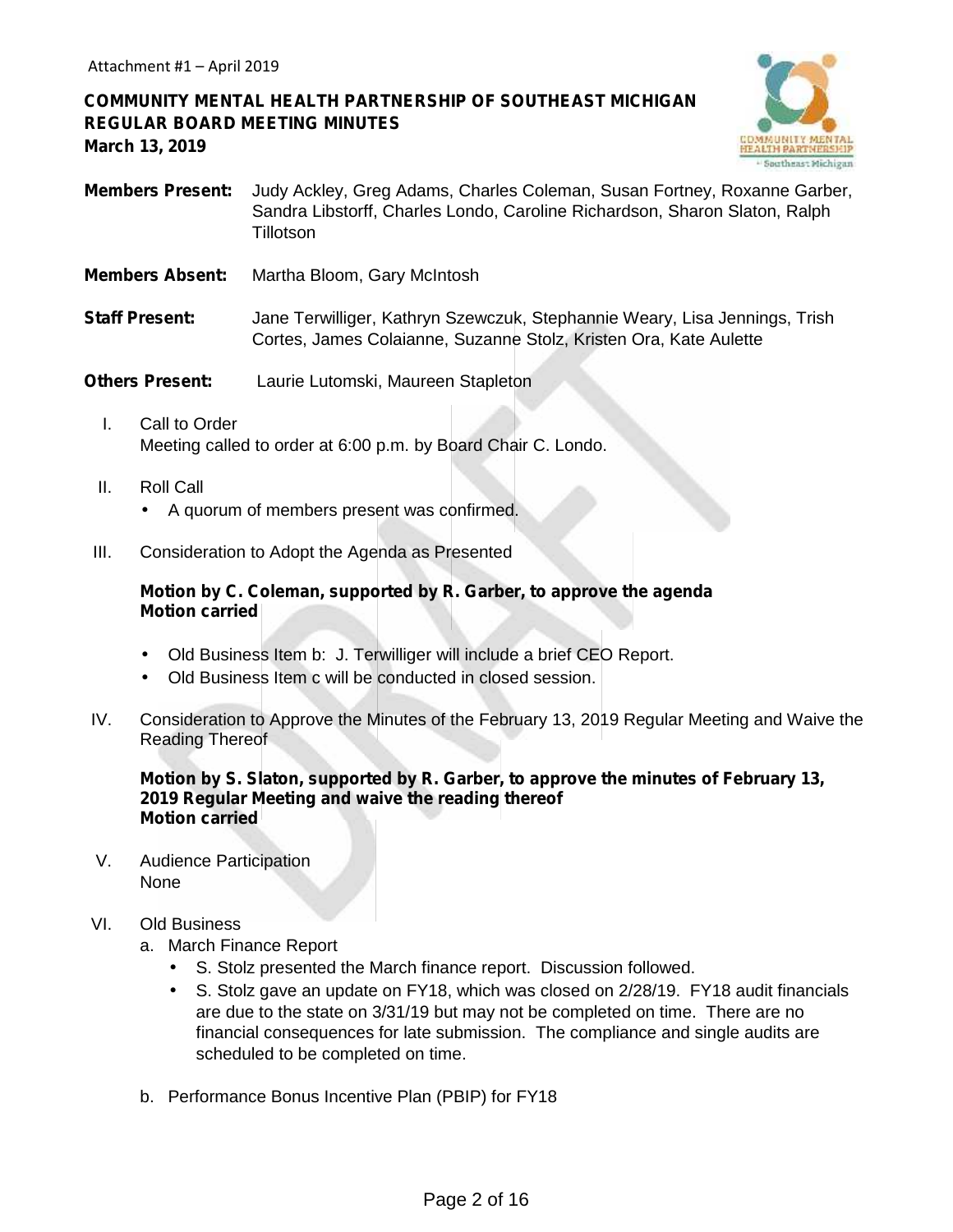Attachment #1 – April 2019

**COMMUNITY MENTAL HEALTH PARTNERSHIP OF SOUTHEAST MICHIGAN**
**REGULAR BOARD MEETING MINUTES**
**March 13, 2019**

**Members Present:** Judy Ackley, Greg Adams, Charles Coleman, Susan Fortney, Roxanne Garber, Sandra Libstorff, Charles Londo, Caroline Richardson, Sharon Slaton, Ralph Tillotson

**Members Absent:** Martha Bloom, Gary McIntosh

**Staff Present:** Jane Terwilliger, Kathryn Szewczuk, Stephannie Weary, Lisa Jennings, Trish Cortes, James Colaianne, Suzanne Stolz, Kristen Ora, Kate Aulette

**Others Present:** Laurie Lutomski, Maureen Stapleton

I. Call to Order
Meeting called to order at 6:00 p.m. by Board Chair C. Londo.

II. Roll Call
- A quorum of members present was confirmed.

III. Consideration to Adopt the Agenda as Presented

**Motion by C. Coleman, supported by R. Garber, to approve the agenda**
**Motion carried**

- Old Business Item b: J. Terwilliger will include a brief CEO Report.
- Old Business Item c will be conducted in closed session.

IV. Consideration to Approve the Minutes of the February 13, 2019 Regular Meeting and Waive the Reading Thereof

**Motion by S. Slaton, supported by R. Garber, to approve the minutes of February 13, 2019 Regular Meeting and waive the reading thereof**
**Motion carried**

V. Audience Participation
None

VI. Old Business

a. March Finance Report
   - S. Stolz presented the March finance report. Discussion followed.
   - S. Stolz gave an update on FY18, which was closed on 2/28/19. FY18 audit financials are due to the state on 3/31/19 but may not be completed on time. There are no financial consequences for late submission. The compliance and single audits are scheduled to be completed on time.

b. Performance Bonus Incentive Plan (PBIP) for FY18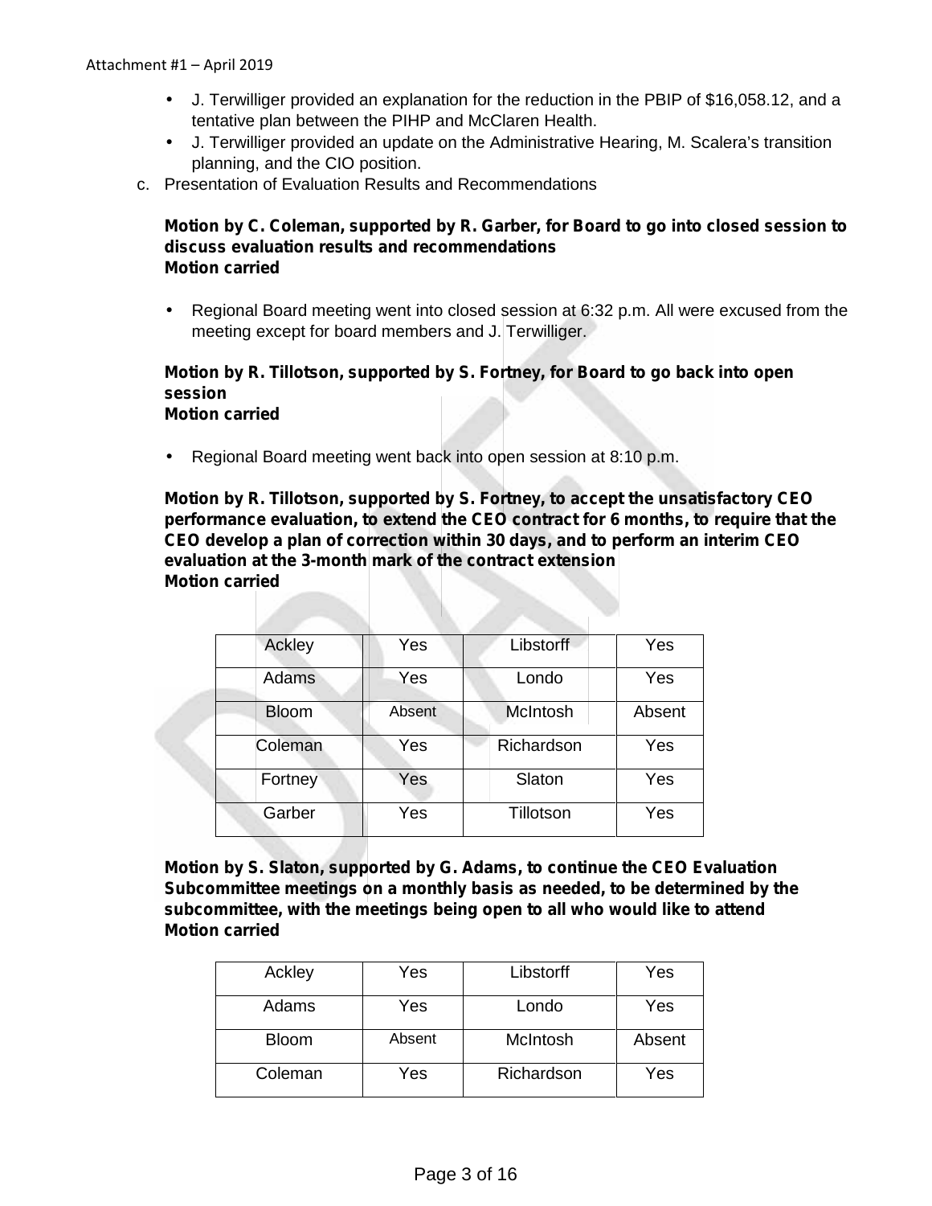Attachment #1 – April 2019

- J. Terwilliger provided an explanation for the reduction in the PBIP of $16,058.12, and a tentative plan between the PIHP and McClaren Health.
- J. Terwilliger provided an update on the Administrative Hearing, M. Scalera's transition planning, and the CIO position.

c. Presentation of Evaluation Results and Recommendations

**Motion by C. Coleman, supported by R. Garber, for Board to go into closed session to discuss evaluation results and recommendations**
**Motion carried**

- Regional Board meeting went into closed session at 6:32 p.m. All were excused from the meeting except for board members and J. Terwilliger.

**Motion by R. Tillotson, supported by S. Fortney, for Board to go back into open session**
**Motion carried**

- Regional Board meeting went back into open session at 8:10 p.m.

**Motion by R. Tillotson, supported by S. Fortney, to accept the unsatisfactory CEO performance evaluation, to extend the CEO contract for 6 months, to require that the CEO develop a plan of correction within 30 days, and to perform an interim CEO evaluation at the 3-month mark of the contract extension**
**Motion carried**

| Ackley | Yes | Libstorff | Yes |
|---|---|---|---|
| Adams | Yes | Londo | Yes |
| Bloom | Absent | McIntosh | Absent |
| Coleman | Yes | Richardson | Yes |
| Fortney | Yes | Slaton | Yes |
| Garber | Yes | Tillotson | Yes |

**Motion by S. Slaton, supported by G. Adams, to continue the CEO Evaluation Subcommittee meetings on a monthly basis as needed, to be determined by the subcommittee, with the meetings being open to all who would like to attend**
**Motion carried**

| Ackley | Yes | Libstorff | Yes |
|---|---|---|---|
| Adams | Yes | Londo | Yes |
| Bloom | Absent | McIntosh | Absent |
| Coleman | Yes | Richardson | Yes |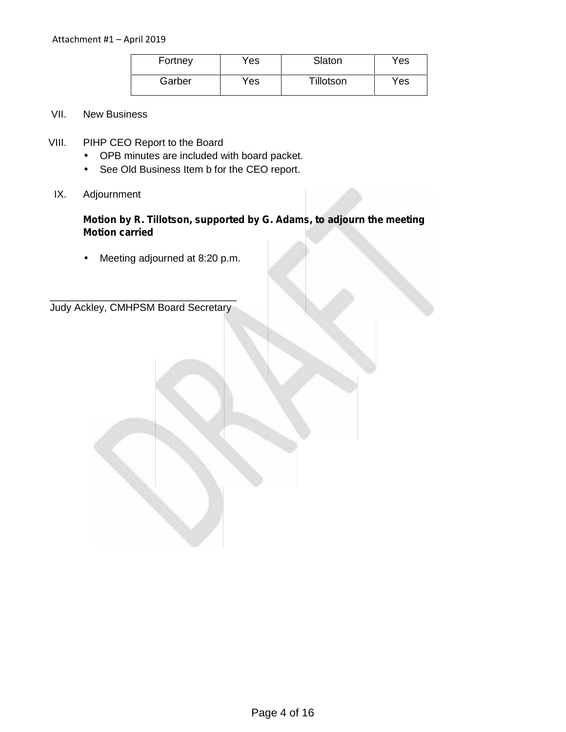Attachment #1 – April 2019

| Fortney | Yes | Slaton | Yes |
| --- | --- | --- | --- |
| Garber | Yes | Tillotson | Yes |

VII. New Business

VIII. PIHP CEO Report to the Board

- OPB minutes are included with board packet.
- See Old Business Item b for the CEO report.

IX. Adjournment

**Motion by R. Tillotson, supported by G. Adams, to adjourn the meeting**
**Motion carried**

- Meeting adjourned at 8:20 p.m.

_________________________________
Judy Ackley, CMHPSM Board Secretary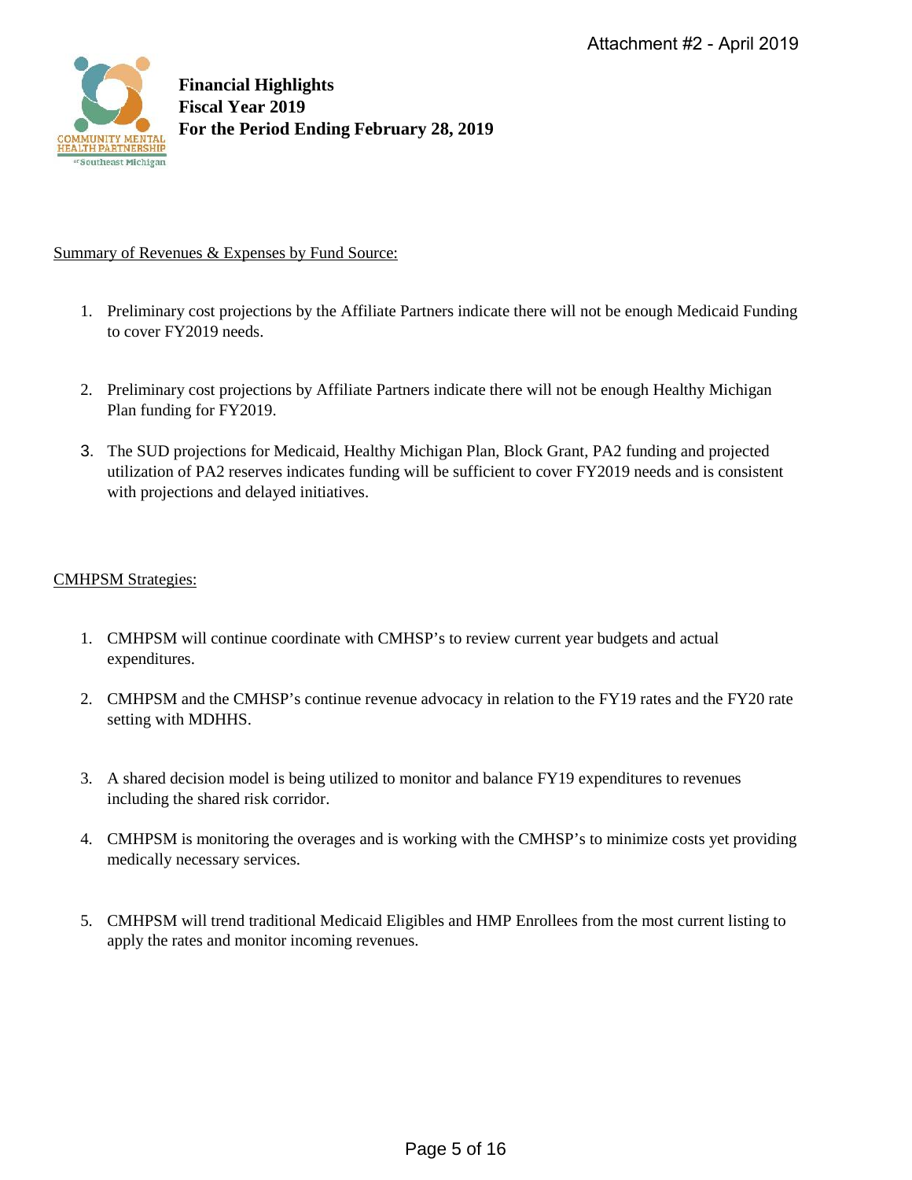Attachment #2 - April 2019

**Financial Highlights**
**Fiscal Year 2019**
**For the Period Ending February 28, 2019**

Summary of Revenues & Expenses by Fund Source:

1. Preliminary cost projections by the Affiliate Partners indicate there will not be enough Medicaid Funding to cover FY2019 needs.

2. Preliminary cost projections by Affiliate Partners indicate there will not be enough Healthy Michigan Plan funding for FY2019.

3. The SUD projections for Medicaid, Healthy Michigan Plan, Block Grant, PA2 funding and projected utilization of PA2 reserves indicates funding will be sufficient to cover FY2019 needs and is consistent with projections and delayed initiatives.

CMHPSM Strategies:

1. CMHPSM will continue coordinate with CMHSP's to review current year budgets and actual expenditures.

2. CMHPSM and the CMHSP's continue revenue advocacy in relation to the FY19 rates and the FY20 rate setting with MDHHS.

3. A shared decision model is being utilized to monitor and balance FY19 expenditures to revenues including the shared risk corridor.

4. CMHPSM is monitoring the overages and is working with the CMHSP's to minimize costs yet providing medically necessary services.

5. CMHPSM will trend traditional Medicaid Eligibles and HMP Enrollees from the most current listing to apply the rates and monitor incoming revenues.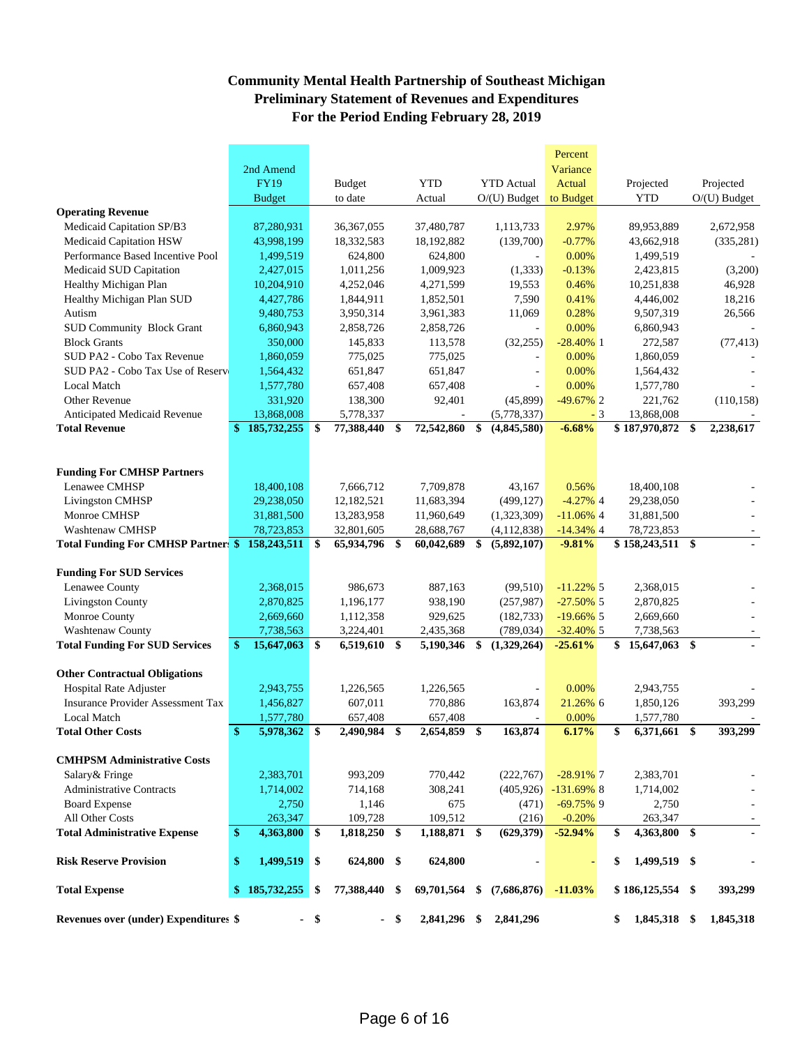# Community Mental Health Partnership of Southeast Michigan
## Preliminary Statement of Revenues and Expenditures
## For the Period Ending February 28, 2019

| | 2nd Amend FY19 Budget | Budget to date | YTD Actual | YTD Actual O/(U) Budget | Percent Variance Actual to Budget | | Projected YTD | Projected O/(U) Budget |
|---|---|---|---|---|---|---|---|---|
| **Operating Revenue** | | | | | | | | |
| Medicaid Capitation SP/B3 | 87,280,931 | 36,367,055 | 37,480,787 | 1,113,733 | 2.97% | | 89,953,889 | 2,672,958 |
| Medicaid Capitation HSW | 43,998,199 | 18,332,583 | 18,192,882 | (139,700) | -0.77% | | 43,662,918 | (335,281) |
| Performance Based Incentive Pool | 1,499,519 | 624,800 | 624,800 | - | 0.00% | | 1,499,519 | - |
| Medicaid SUD Capitation | 2,427,015 | 1,011,256 | 1,009,923 | (1,333) | -0.13% | | 2,423,815 | (3,200) |
| Healthy Michigan Plan | 10,204,910 | 4,252,046 | 4,271,599 | 19,553 | 0.46% | | 10,251,838 | 46,928 |
| Healthy Michigan Plan SUD | 4,427,786 | 1,844,911 | 1,852,501 | 7,590 | 0.41% | | 4,446,002 | 18,216 |
| Autism | 9,480,753 | 3,950,314 | 3,961,383 | 11,069 | 0.28% | | 9,507,319 | 26,566 |
| SUD Community Block Grant | 6,860,943 | 2,858,726 | 2,858,726 | - | 0.00% | | 6,860,943 | - |
| Block Grants | 350,000 | 145,833 | 113,578 | (32,255) | -28.40% | 1 | 272,587 | (77,413) |
| SUD PA2 - Cobo Tax Revenue | 1,860,059 | 775,025 | 775,025 | - | 0.00% | | 1,860,059 | - |
| SUD PA2 - Cobo Tax Use of Reserve | 1,564,432 | 651,847 | 651,847 | - | 0.00% | | 1,564,432 | - |
| Local Match | 1,577,780 | 657,408 | 657,408 | - | 0.00% | | 1,577,780 | - |
| Other Revenue | 331,920 | 138,300 | 92,401 | (45,899) | -49.67% | 2 | 221,762 | (110,158) |
| Anticipated Medicaid Revenue | 13,868,008 | 5,778,337 | - | (5,778,337) | - | 3 | 13,868,008 | - |
| **Total Revenue** | **$ 185,732,255** | **$ 77,388,440** | **$ 72,542,860** | **$ (4,845,580)** | **-6.68%** | | **$ 187,970,872** | **$ 2,238,617** |
| | | | | | | | | |
| **Funding For CMHSP Partners** | | | | | | | | |
| Lenawee CMHSP | 18,400,108 | 7,666,712 | 7,709,878 | 43,167 | 0.56% | | 18,400,108 | - |
| Livingston CMHSP | 29,238,050 | 12,182,521 | 11,683,394 | (499,127) | -4.27% | 4 | 29,238,050 | - |
| Monroe CMHSP | 31,881,500 | 13,283,958 | 11,960,649 | (1,323,309) | -11.06% | 4 | 31,881,500 | - |
| Washtenaw CMHSP | 78,723,853 | 32,801,605 | 28,688,767 | (4,112,838) | -14.34% | 4 | 78,723,853 | - |
| **Total Funding For CMHSP Partners** | **$ 158,243,511** | **$ 65,934,796** | **$ 60,042,689** | **$ (5,892,107)** | **-9.81%** | | **$ 158,243,511** | **$ -** |
| | | | | | | | | |
| **Funding For SUD Services** | | | | | | | | |
| Lenawee County | 2,368,015 | 986,673 | 887,163 | (99,510) | -11.22% | 5 | 2,368,015 | - |
| Livingston County | 2,870,825 | 1,196,177 | 938,190 | (257,987) | -27.50% | 5 | 2,870,825 | - |
| Monroe County | 2,669,660 | 1,112,358 | 929,625 | (182,733) | -19.66% | 5 | 2,669,660 | - |
| Washtenaw County | 7,738,563 | 3,224,401 | 2,435,368 | (789,034) | -32.40% | 5 | 7,738,563 | - |
| **Total Funding For SUD Services** | **$ 15,647,063** | **$ 6,519,610** | **$ 5,190,346** | **$ (1,329,264)** | **-25.61%** | | **$ 15,647,063** | **$ -** |
| | | | | | | | | |
| **Other Contractual Obligations** | | | | | | | | |
| Hospital Rate Adjuster | 2,943,755 | 1,226,565 | 1,226,565 | - | 0.00% | | 2,943,755 | - |
| Insurance Provider Assessment Tax | 1,456,827 | 607,011 | 770,886 | 163,874 | 21.26% | 6 | 1,850,126 | 393,299 |
| Local Match | 1,577,780 | 657,408 | 657,408 | - | 0.00% | | 1,577,780 | - |
| **Total Other Costs** | **$ 5,978,362** | **$ 2,490,984** | **$ 2,654,859** | **$ 163,874** | **6.17%** | | **$ 6,371,661** | **$ 393,299** |
| | | | | | | | | |
| **CMHPSM Administrative Costs** | | | | | | | | |
| Salary& Fringe | 2,383,701 | 993,209 | 770,442 | (222,767) | -28.91% | 7 | 2,383,701 | - |
| Administrative Contracts | 1,714,002 | 714,168 | 308,241 | (405,926) | -131.69% | 8 | 1,714,002 | - |
| Board Expense | 2,750 | 1,146 | 675 | (471) | -69.75% | 9 | 2,750 | - |
| All Other Costs | 263,347 | 109,728 | 109,512 | (216) | -0.20% | | 263,347 | - |
| **Total Administrative Expense** | **$ 4,363,800** | **$ 1,818,250** | **$ 1,188,871** | **$ (629,379)** | **-52.94%** | | **$ 4,363,800** | **$ -** |
| | | | | | | | | |
| **Risk Reserve Provision** | **$ 1,499,519** | **$ 624,800** | **$ 624,800** | **-** | **-** | | **$ 1,499,519** | **$ -** |
| | | | | | | | | |
| **Total Expense** | **$ 185,732,255** | **$ 77,388,440** | **$ 69,701,564** | **$ (7,686,876)** | **-11.03%** | | **$ 186,125,554** | **$ 393,299** |
| | | | | | | | | |
| **Revenues over (under) Expenditures** | **$ -** | **$ -** | **$ 2,841,296** | **$ 2,841,296** | | | **$ 1,845,318** | **$ 1,845,318** |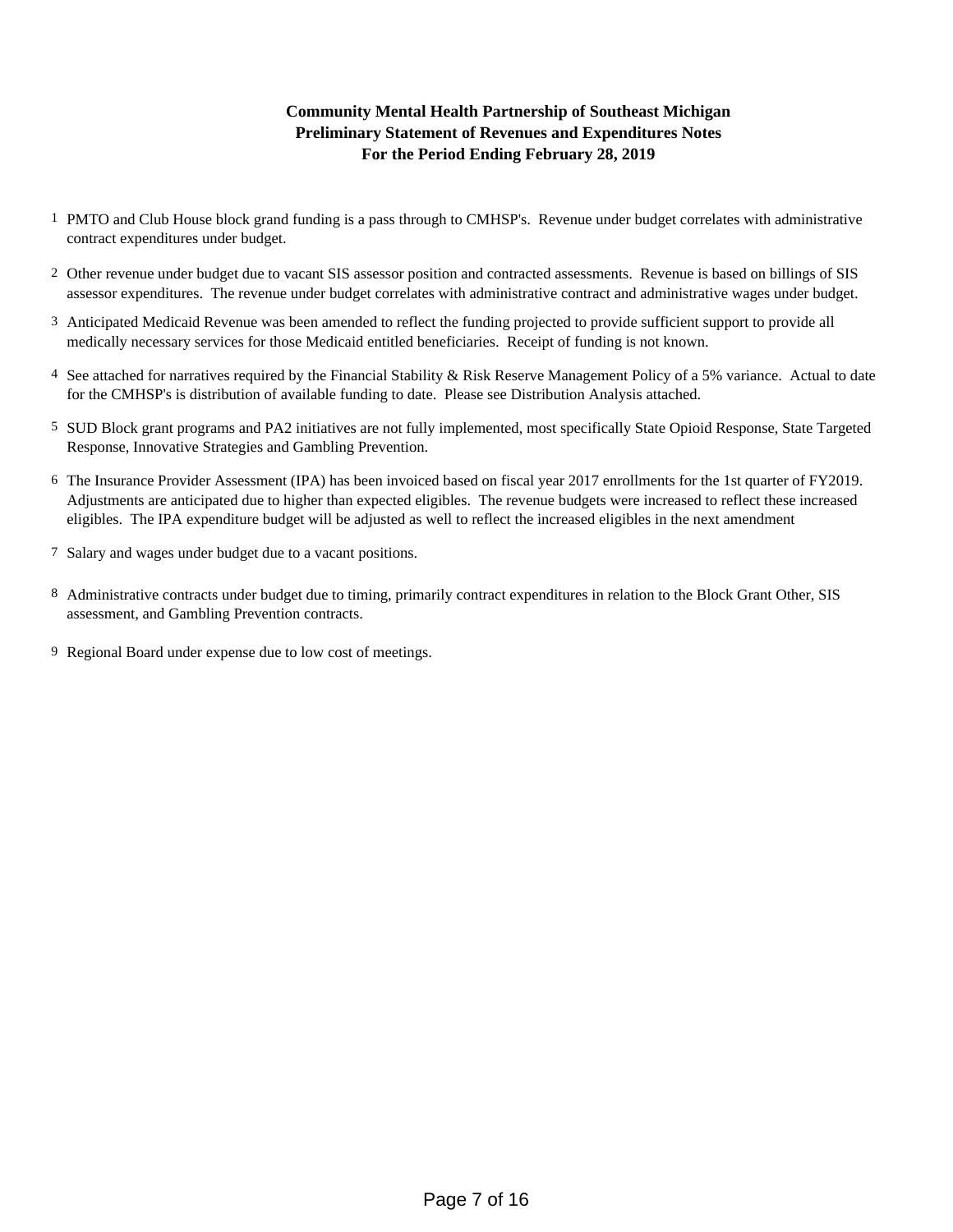**Community Mental Health Partnership of Southeast Michigan**
**Preliminary Statement of Revenues and Expenditures Notes**
**For the Period Ending February 28, 2019**

1. PMTO and Club House block grand funding is a pass through to CMHSP's. Revenue under budget correlates with administrative contract expenditures under budget.

2. Other revenue under budget due to vacant SIS assessor position and contracted assessments. Revenue is based on billings of SIS assessor expenditures. The revenue under budget correlates with administrative contract and administrative wages under budget.

3. Anticipated Medicaid Revenue was been amended to reflect the funding projected to provide sufficient support to provide all medically necessary services for those Medicaid entitled beneficiaries. Receipt of funding is not known.

4. See attached for narratives required by the Financial Stability & Risk Reserve Management Policy of a 5% variance. Actual to date for the CMHSP's is distribution of available funding to date. Please see Distribution Analysis attached.

5. SUD Block grant programs and PA2 initiatives are not fully implemented, most specifically State Opioid Response, State Targeted Response, Innovative Strategies and Gambling Prevention.

6. The Insurance Provider Assessment (IPA) has been invoiced based on fiscal year 2017 enrollments for the 1st quarter of FY2019. Adjustments are anticipated due to higher than expected eligibles. The revenue budgets were increased to reflect these increased eligibles. The IPA expenditure budget will be adjusted as well to reflect the increased eligibles in the next amendment

7. Salary and wages under budget due to a vacant positions.

8. Administrative contracts under budget due to timing, primarily contract expenditures in relation to the Block Grant Other, SIS assessment, and Gambling Prevention contracts.

9. Regional Board under expense due to low cost of meetings.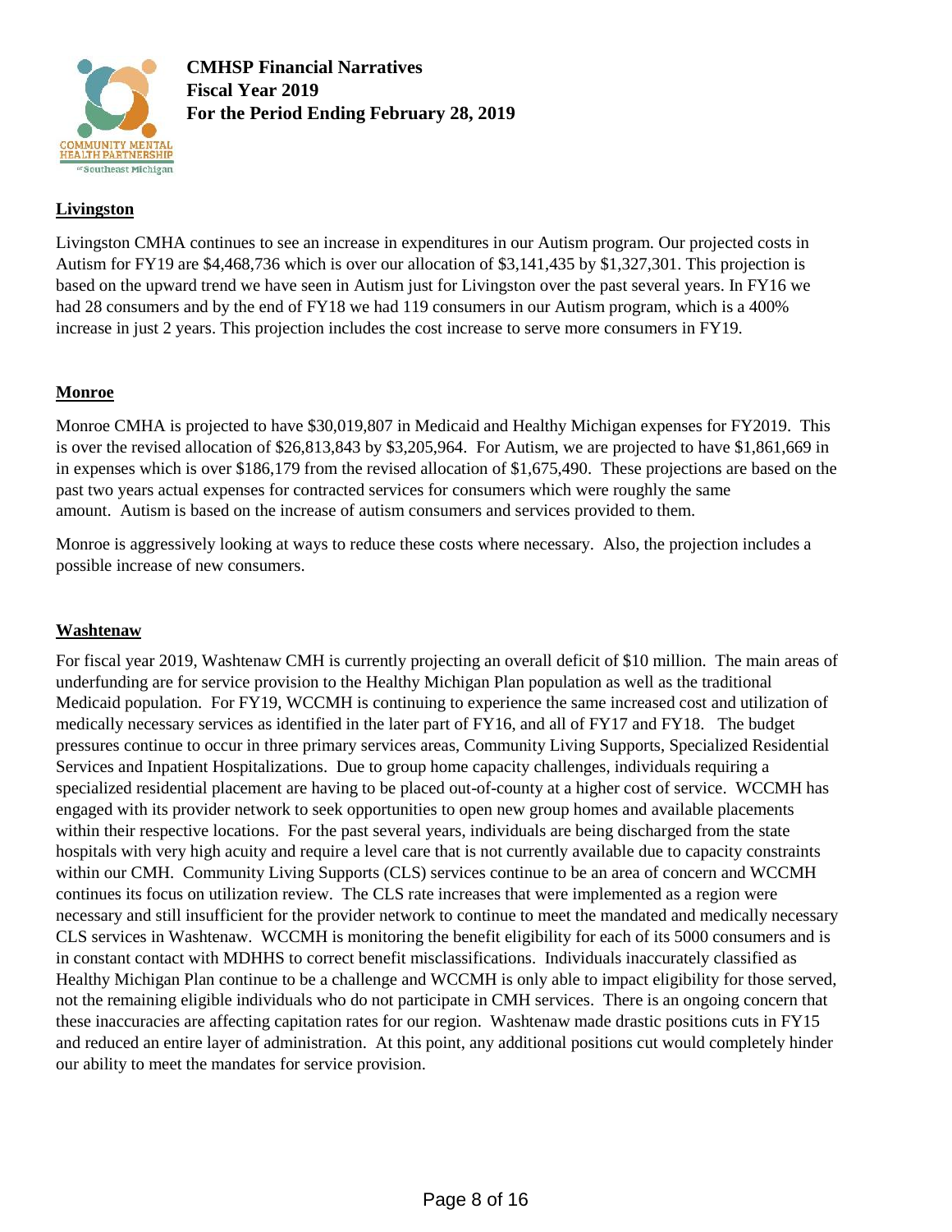**CMHSP Financial Narratives**
**Fiscal Year 2019**
**For the Period Ending February 28, 2019**

## Livingston

Livingston CMHA continues to see an increase in expenditures in our Autism program. Our projected costs in Autism for FY19 are $4,468,736 which is over our allocation of $3,141,435 by $1,327,301. This projection is based on the upward trend we have seen in Autism just for Livingston over the past several years. In FY16 we had 28 consumers and by the end of FY18 we had 119 consumers in our Autism program, which is a 400% increase in just 2 years. This projection includes the cost increase to serve more consumers in FY19.

## Monroe

Monroe CMHA is projected to have $30,019,807 in Medicaid and Healthy Michigan expenses for FY2019. This is over the revised allocation of $26,813,843 by $3,205,964. For Autism, we are projected to have $1,861,669 in in expenses which is over $186,179 from the revised allocation of $1,675,490. These projections are based on the past two years actual expenses for contracted services for consumers which were roughly the same amount. Autism is based on the increase of autism consumers and services provided to them.

Monroe is aggressively looking at ways to reduce these costs where necessary. Also, the projection includes a possible increase of new consumers.

## Washtenaw

For fiscal year 2019, Washtenaw CMH is currently projecting an overall deficit of $10 million. The main areas of underfunding are for service provision to the Healthy Michigan Plan population as well as the traditional Medicaid population. For FY19, WCCMH is continuing to experience the same increased cost and utilization of medically necessary services as identified in the later part of FY16, and all of FY17 and FY18. The budget pressures continue to occur in three primary services areas, Community Living Supports, Specialized Residential Services and Inpatient Hospitalizations. Due to group home capacity challenges, individuals requiring a specialized residential placement are having to be placed out-of-county at a higher cost of service. WCCMH has engaged with its provider network to seek opportunities to open new group homes and available placements within their respective locations. For the past several years, individuals are being discharged from the state hospitals with very high acuity and require a level care that is not currently available due to capacity constraints within our CMH. Community Living Supports (CLS) services continue to be an area of concern and WCCMH continues its focus on utilization review. The CLS rate increases that were implemented as a region were necessary and still insufficient for the provider network to continue to meet the mandated and medically necessary CLS services in Washtenaw. WCCMH is monitoring the benefit eligibility for each of its 5000 consumers and is in constant contact with MDHHS to correct benefit misclassifications. Individuals inaccurately classified as Healthy Michigan Plan continue to be a challenge and WCCMH is only able to impact eligibility for those served, not the remaining eligible individuals who do not participate in CMH services. There is an ongoing concern that these inaccuracies are affecting capitation rates for our region. Washtenaw made drastic positions cuts in FY15 and reduced an entire layer of administration. At this point, any additional positions cut would completely hinder our ability to meet the mandates for service provision.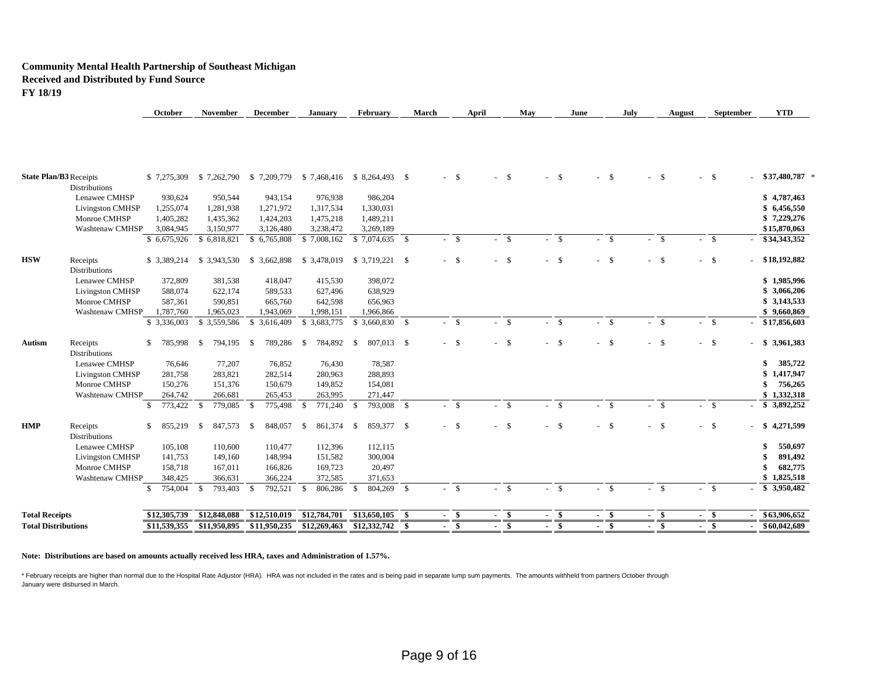**Community Mental Health Partnership of Southeast Michigan**
**Received and Distributed by Fund Source**
**FY 18/19**

| | | October | November | December | January | February | March | April | May | June | July | August | September | YTD |
|---|---|---|---|---|---|---|---|---|---|---|---|---|---|---|
| **State Plan/B3** | Receipts | $ 7,275,309 | $ 7,262,790 | $ 7,209,779 | $ 7,468,416 | $ 8,264,493 | $ - | $ - | $ - | $ - | $ - | $ - | $ - | **$37,480,787** * |
| | Distributions | | | | | | | | | | | | | |
| | Lenawee CMHSP | 930,624 | 950,544 | 943,154 | 976,938 | 986,204 | | | | | | | | **$ 4,787,463** |
| | Livingston CMHSP | 1,255,074 | 1,281,938 | 1,271,972 | 1,317,534 | 1,330,031 | | | | | | | | **$ 6,456,550** |
| | Monroe CMHSP | 1,405,282 | 1,435,362 | 1,424,203 | 1,475,218 | 1,489,211 | | | | | | | | **$ 7,229,276** |
| | Washtenaw CMHSP | 3,084,945 | 3,150,977 | 3,126,480 | 3,238,472 | 3,269,189 | | | | | | | | **$15,870,063** |
| | | $ 6,675,926 | $ 6,818,821 | $ 6,765,808 | $ 7,008,162 | $ 7,074,635 | $ - | $ - | $ - | $ - | $ - | $ - | $ - | **$34,343,352** |
| **HSW** | Receipts | $ 3,389,214 | $ 3,943,530 | $ 3,662,898 | $ 3,478,019 | $ 3,719,221 | $ - | $ - | $ - | $ - | $ - | $ - | $ - | **$18,192,882** |
| | Distributions | | | | | | | | | | | | | |
| | Lenawee CMHSP | 372,809 | 381,538 | 418,047 | 415,530 | 398,072 | | | | | | | | **$ 1,985,996** |
| | Livingston CMHSP | 588,074 | 622,174 | 589,533 | 627,496 | 638,929 | | | | | | | | **$ 3,066,206** |
| | Monroe CMHSP | 587,361 | 590,851 | 665,760 | 642,598 | 656,963 | | | | | | | | **$ 3,143,533** |
| | Washtenaw CMHSP | 1,787,760 | 1,965,023 | 1,943,069 | 1,998,151 | 1,966,866 | | | | | | | | **$ 9,660,869** |
| | | $ 3,336,003 | $ 3,559,586 | $ 3,616,409 | $ 3,683,775 | $ 3,660,830 | $ - | $ - | $ - | $ - | $ - | $ - | $ - | **$17,856,603** |
| **Autism** | Receipts | $ 785,998 | $ 794,195 | $ 789,286 | $ 784,892 | $ 807,013 | $ - | $ - | $ - | $ - | $ - | $ - | $ - | **$ 3,961,383** |
| | Distributions | | | | | | | | | | | | | |
| | Lenawee CMHSP | 76,646 | 77,207 | 76,852 | 76,430 | 78,587 | | | | | | | | **$ 385,722** |
| | Livingston CMHSP | 281,758 | 283,821 | 282,514 | 280,963 | 288,893 | | | | | | | | **$ 1,417,947** |
| | Monroe CMHSP | 150,276 | 151,376 | 150,679 | 149,852 | 154,081 | | | | | | | | **$ 756,265** |
| | Washtenaw CMHSP | 264,742 | 266,681 | 265,453 | 263,995 | 271,447 | | | | | | | | **$ 1,332,318** |
| | | $ 773,422 | $ 779,085 | $ 775,498 | $ 771,240 | $ 793,008 | $ - | $ - | $ - | $ - | $ - | $ - | $ - | **$ 3,892,252** |
| **HMP** | Receipts | $ 855,219 | $ 847,573 | $ 848,057 | $ 861,374 | $ 859,377 | $ - | $ - | $ - | $ - | $ - | $ - | $ - | **$ 4,271,599** |
| | Distributions | | | | | | | | | | | | | |
| | Lenawee CMHSP | 105,108 | 110,600 | 110,477 | 112,396 | 112,115 | | | | | | | | **$ 550,697** |
| | Livingston CMHSP | 141,753 | 149,160 | 148,994 | 151,582 | 300,004 | | | | | | | | **$ 891,492** |
| | Monroe CMHSP | 158,718 | 167,011 | 166,826 | 169,723 | 20,497 | | | | | | | | **$ 682,775** |
| | Washtenaw CMHSP | 348,425 | 366,631 | 366,224 | 372,585 | 371,653 | | | | | | | | **$ 1,825,518** |
| | | $ 754,004 | $ 793,403 | $ 792,521 | $ 806,286 | $ 804,269 | $ - | $ - | $ - | $ - | $ - | $ - | $ - | **$ 3,950,482** |
| **Total Receipts** | | **$12,305,739** | **$12,848,088** | **$12,510,019** | **$12,784,701** | **$13,650,105** | **$ -** | **$ -** | **$ -** | **$ -** | **$ -** | **$ -** | **$ -** | **$63,906,652** |
| **Total Distributions** | | **$11,539,355** | **$11,950,895** | **$11,950,235** | **$12,269,463** | **$12,332,742** | **$ -** | **$ -** | **$ -** | **$ -** | **$ -** | **$ -** | **$ -** | **$60,042,689** |

**Note: Distributions are based on amounts actually received less HRA, taxes and Administration of 1.57%.**

* February receipts are higher than normal due to the Hospital Rate Adjustor (HRA). HRA was not included in the rates and is being paid in separate lump sum payments. The amounts withheld from partners October through January were disbursed in March.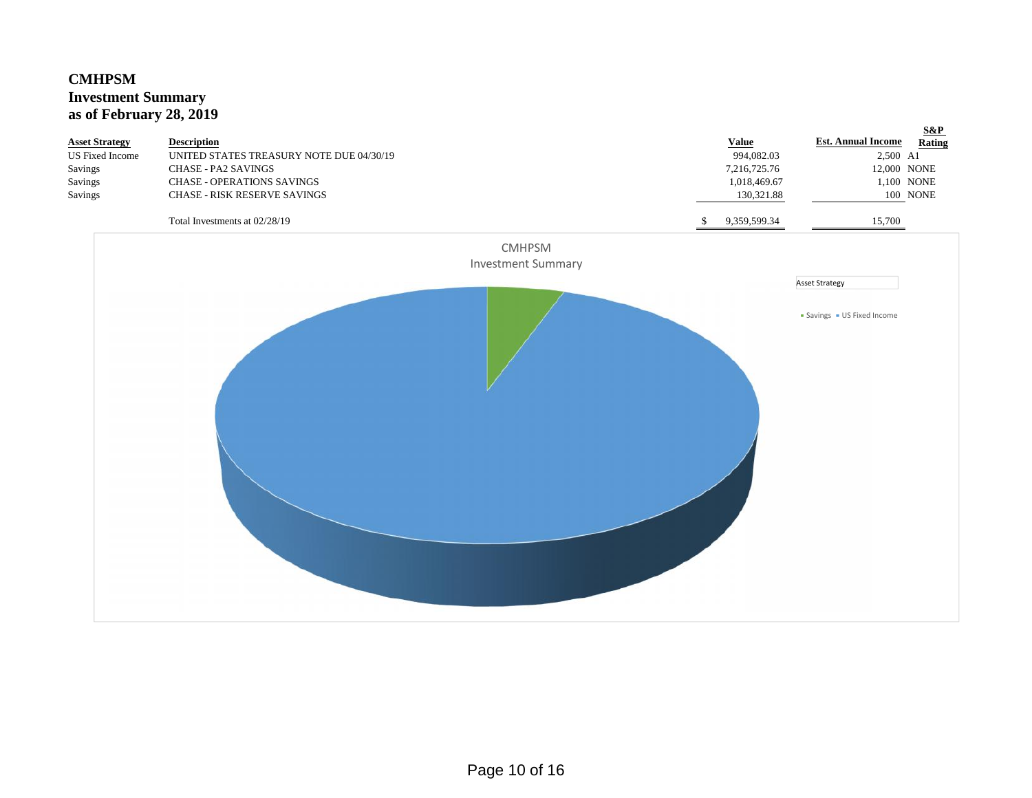# CMHPSM
## Investment Summary
## as of February 28, 2019

| Asset Strategy | Description | Value | Est. Annual Income | S&P Rating |
|---|---|---|---|---|
| US Fixed Income | UNITED STATES TREASURY NOTE DUE 04/30/19 | 994,082.03 | 2,500 | A1 |
| Savings | CHASE - PA2 SAVINGS | 7,216,725.76 | 12,000 | NONE |
| Savings | CHASE - OPERATIONS SAVINGS | 1,018,469.67 | 1,100 | NONE |
| Savings | CHASE - RISK RESERVE SAVINGS | 130,321.88 | 100 | NONE |
| | Total Investments at 02/28/19 | $ 9,359,599.34 | 15,700 | |

CMHPSM
Investment Summary

Asset Strategy

Savings, US Fixed Income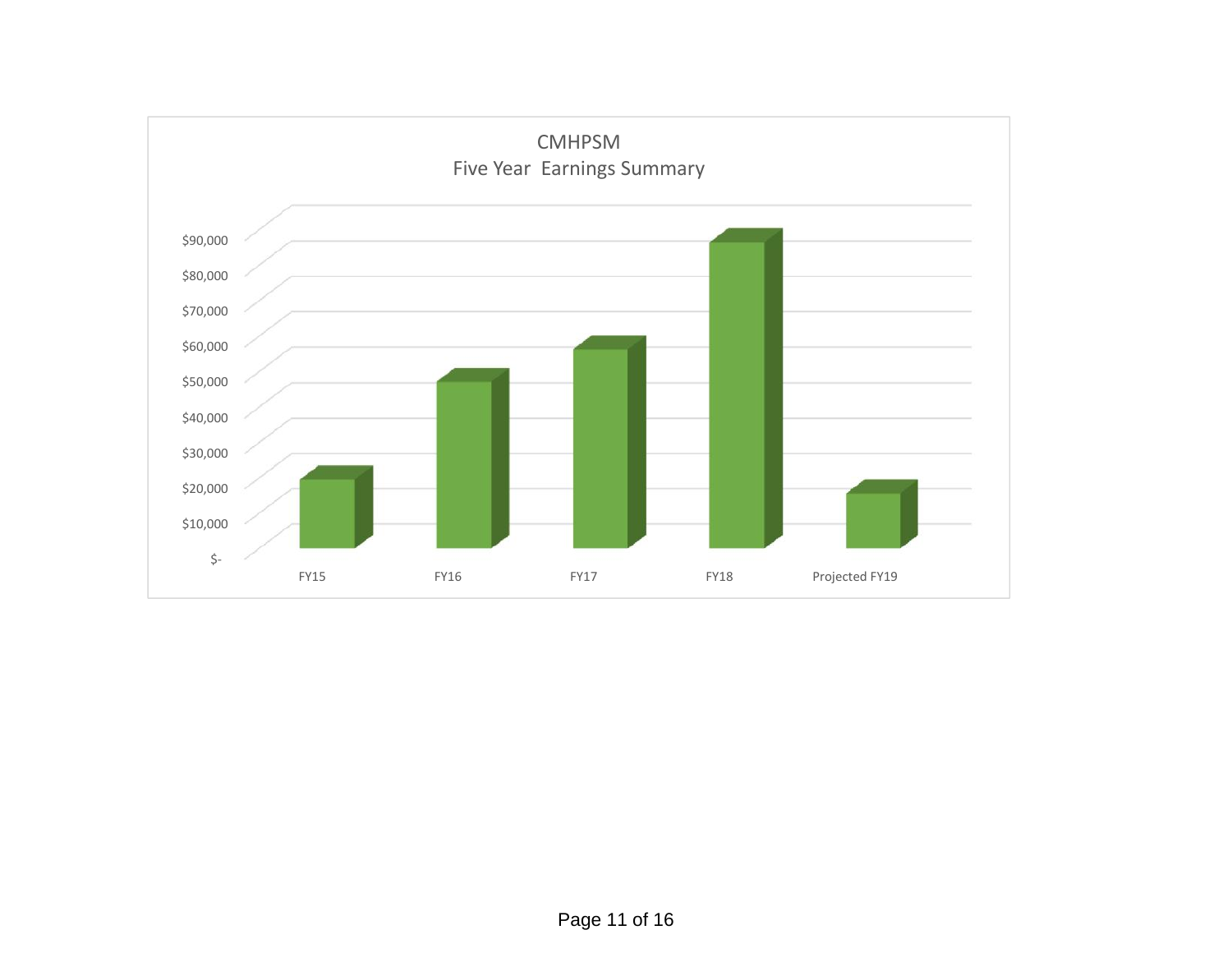CMHPSM
Five Year Earnings Summary

$90,000
$80,000
$70,000
$60,000
$50,000
$40,000
$30,000
$20,000
$10,000
$-

FY15 FY16 FY17 FY18 Projected FY19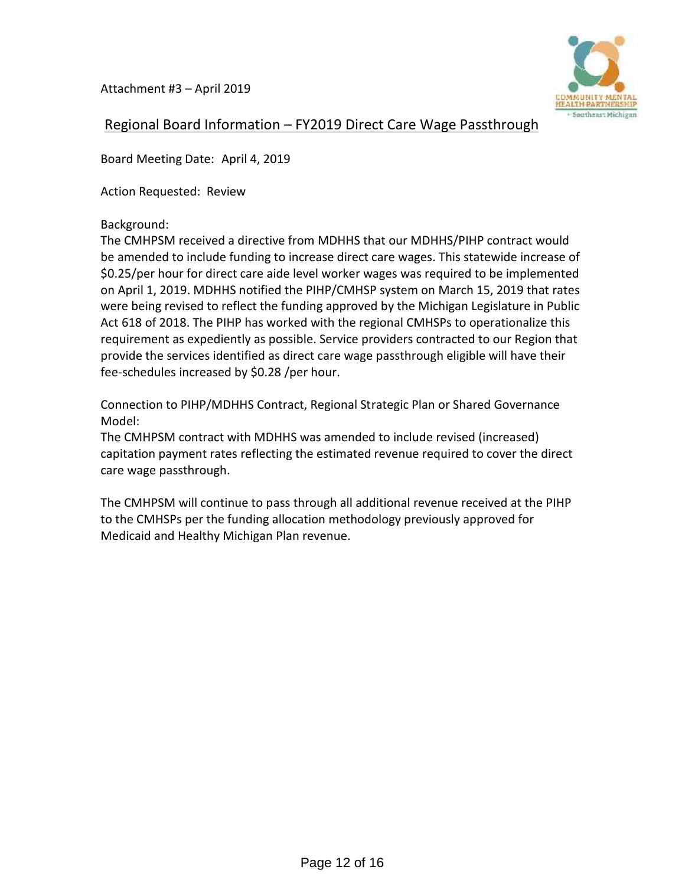Attachment #3 – April 2019

## Regional Board Information – FY2019 Direct Care Wage Passthrough

Board Meeting Date: April 4, 2019

Action Requested: Review

Background:
The CMHPSM received a directive from MDHHS that our MDHHS/PIHP contract would be amended to include funding to increase direct care wages. This statewide increase of $0.25/per hour for direct care aide level worker wages was required to be implemented on April 1, 2019. MDHHS notified the PIHP/CMHSP system on March 15, 2019 that rates were being revised to reflect the funding approved by the Michigan Legislature in Public Act 618 of 2018. The PIHP has worked with the regional CMHSPs to operationalize this requirement as expediently as possible. Service providers contracted to our Region that provide the services identified as direct care wage passthrough eligible will have their fee-schedules increased by $0.28 /per hour.

Connection to PIHP/MDHHS Contract, Regional Strategic Plan or Shared Governance Model:
The CMHPSM contract with MDHHS was amended to include revised (increased) capitation payment rates reflecting the estimated revenue required to cover the direct care wage passthrough.

The CMHPSM will continue to pass through all additional revenue received at the PIHP to the CMHSPs per the funding allocation methodology previously approved for Medicaid and Healthy Michigan Plan revenue.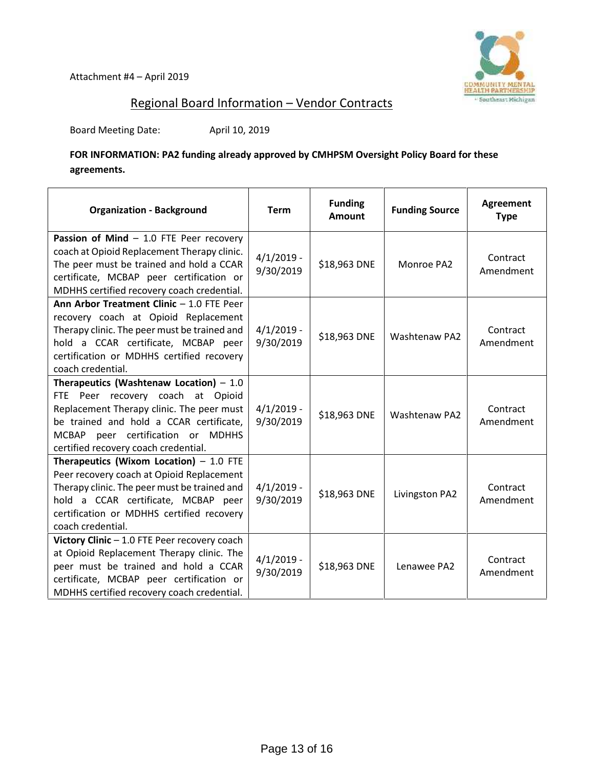Attachment #4 – April 2019

## Regional Board Information – Vendor Contracts

Board Meeting Date: April 10, 2019

**FOR INFORMATION: PA2 funding already approved by CMHPSM Oversight Policy Board for these agreements.**

| Organization - Background | Term | Funding Amount | Funding Source | Agreement Type |
|---|---|---|---|---|
| **Passion of Mind** – 1.0 FTE Peer recovery coach at Opioid Replacement Therapy clinic. The peer must be trained and hold a CCAR certificate, MCBAP peer certification or MDHHS certified recovery coach credential. | 4/1/2019 - 9/30/2019 | $18,963 DNE | Monroe PA2 | Contract Amendment |
| **Ann Arbor Treatment Clinic** – 1.0 FTE Peer recovery coach at Opioid Replacement Therapy clinic. The peer must be trained and hold a CCAR certificate, MCBAP peer certification or MDHHS certified recovery coach credential. | 4/1/2019 - 9/30/2019 | $18,963 DNE | Washtenaw PA2 | Contract Amendment |
| **Therapeutics (Washtenaw Location)** – 1.0 FTE Peer recovery coach at Opioid Replacement Therapy clinic. The peer must be trained and hold a CCAR certificate, MCBAP peer certification or MDHHS certified recovery coach credential. | 4/1/2019 - 9/30/2019 | $18,963 DNE | Washtenaw PA2 | Contract Amendment |
| **Therapeutics (Wixom Location)** – 1.0 FTE Peer recovery coach at Opioid Replacement Therapy clinic. The peer must be trained and hold a CCAR certificate, MCBAP peer certification or MDHHS certified recovery coach credential. | 4/1/2019 - 9/30/2019 | $18,963 DNE | Livingston PA2 | Contract Amendment |
| **Victory Clinic** – 1.0 FTE Peer recovery coach at Opioid Replacement Therapy clinic. The peer must be trained and hold a CCAR certificate, MCBAP peer certification or MDHHS certified recovery coach credential. | 4/1/2019 - 9/30/2019 | $18,963 DNE | Lenawee PA2 | Contract Amendment |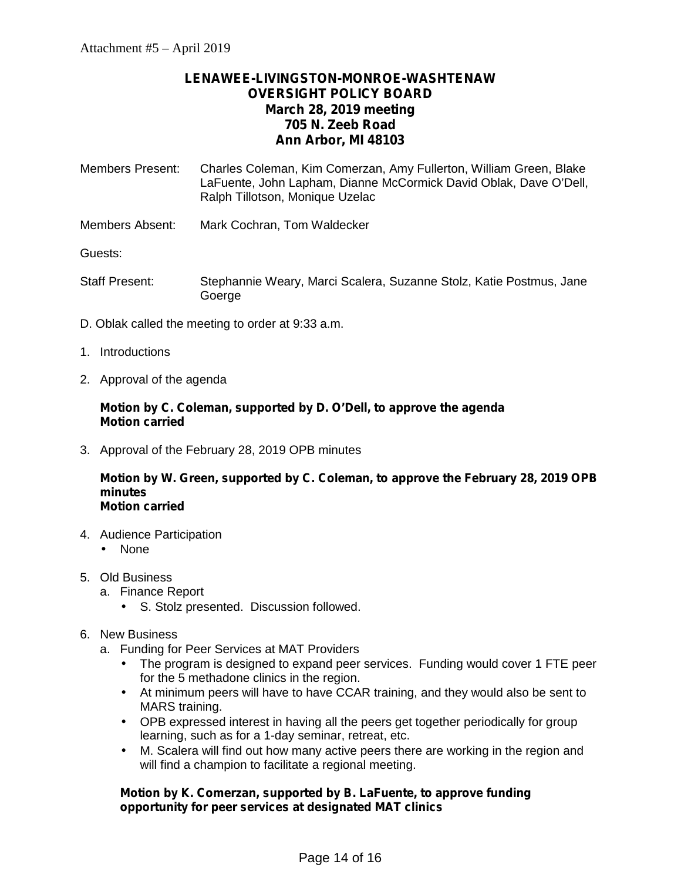Attachment #5 – April 2019

**LENAWEE-LIVINGSTON-MONROE-WASHTENAW**
**OVERSIGHT POLICY BOARD**
**March 28, 2019 meeting**
**705 N. Zeeb Road**
**Ann Arbor, MI 48103**

Members Present: Charles Coleman, Kim Comerzan, Amy Fullerton, William Green, Blake LaFuente, John Lapham, Dianne McCormick David Oblak, Dave O'Dell, Ralph Tillotson, Monique Uzelac

Members Absent: Mark Cochran, Tom Waldecker

Guests:

Staff Present: Stephannie Weary, Marci Scalera, Suzanne Stolz, Katie Postmus, Jane Goerge

D. Oblak called the meeting to order at 9:33 a.m.

1. Introductions

2. Approval of the agenda

   **Motion by C. Coleman, supported by D. O'Dell, to approve the agenda**
   **Motion carried**

3. Approval of the February 28, 2019 OPB minutes

   **Motion by W. Green, supported by C. Coleman, to approve the February 28, 2019 OPB minutes**
   **Motion carried**

4. Audience Participation
   - None

5. Old Business
   a. Finance Report
      - S. Stolz presented. Discussion followed.

6. New Business
   a. Funding for Peer Services at MAT Providers
      - The program is designed to expand peer services. Funding would cover 1 FTE peer for the 5 methadone clinics in the region.
      - At minimum peers will have to have CCAR training, and they would also be sent to MARS training.
      - OPB expressed interest in having all the peers get together periodically for group learning, such as for a 1-day seminar, retreat, etc.
      - M. Scalera will find out how many active peers there are working in the region and will find a champion to facilitate a regional meeting.

      **Motion by K. Comerzan, supported by B. LaFuente, to approve funding opportunity for peer services at designated MAT clinics**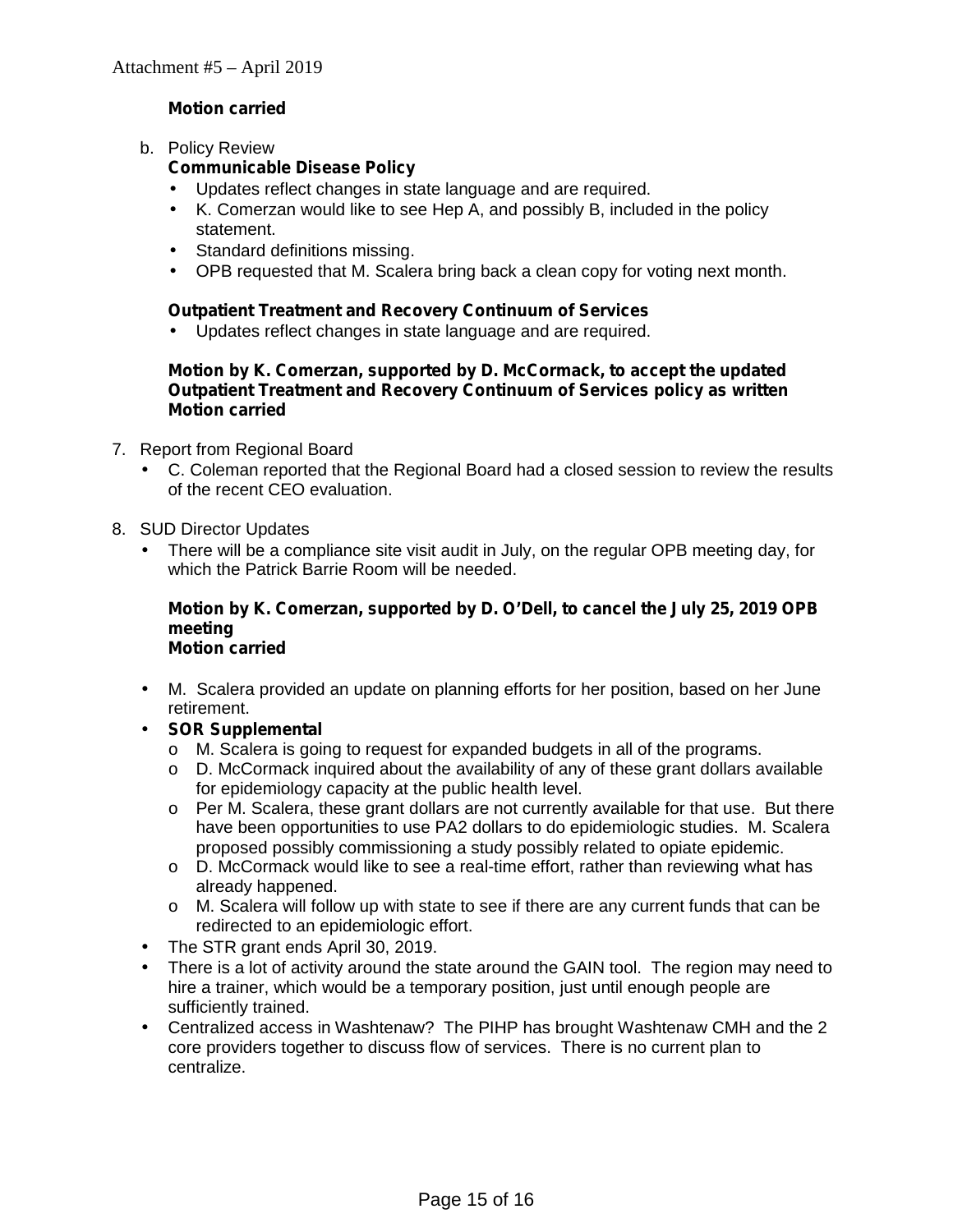Attachment #5 – April 2019

**Motion carried**

b. Policy Review

**Communicable Disease Policy**

- Updates reflect changes in state language and are required.
- K. Comerzan would like to see Hep A, and possibly B, included in the policy statement.
- Standard definitions missing.
- OPB requested that M. Scalera bring back a clean copy for voting next month.

**Outpatient Treatment and Recovery Continuum of Services**

- Updates reflect changes in state language and are required.

**Motion by K. Comerzan, supported by D. McCormack, to accept the updated Outpatient Treatment and Recovery Continuum of Services policy as written**
**Motion carried**

7. Report from Regional Board
   - C. Coleman reported that the Regional Board had a closed session to review the results of the recent CEO evaluation.

8. SUD Director Updates
   - There will be a compliance site visit audit in July, on the regular OPB meeting day, for which the Patrick Barrie Room will be needed.

   **Motion by K. Comerzan, supported by D. O'Dell, to cancel the July 25, 2019 OPB meeting**
   **Motion carried**

   - M. Scalera provided an update on planning efforts for her position, based on her June retirement.
   - **SOR Supplemental**
     - M. Scalera is going to request for expanded budgets in all of the programs.
     - D. McCormack inquired about the availability of any of these grant dollars available for epidemiology capacity at the public health level.
     - Per M. Scalera, these grant dollars are not currently available for that use. But there have been opportunities to use PA2 dollars to do epidemiologic studies. M. Scalera proposed possibly commissioning a study possibly related to opiate epidemic.
     - D. McCormack would like to see a real-time effort, rather than reviewing what has already happened.
     - M. Scalera will follow up with state to see if there are any current funds that can be redirected to an epidemiologic effort.
   - The STR grant ends April 30, 2019.
   - There is a lot of activity around the state around the GAIN tool. The region may need to hire a trainer, which would be a temporary position, just until enough people are sufficiently trained.
   - Centralized access in Washtenaw? The PIHP has brought Washtenaw CMH and the 2 core providers together to discuss flow of services. There is no current plan to centralize.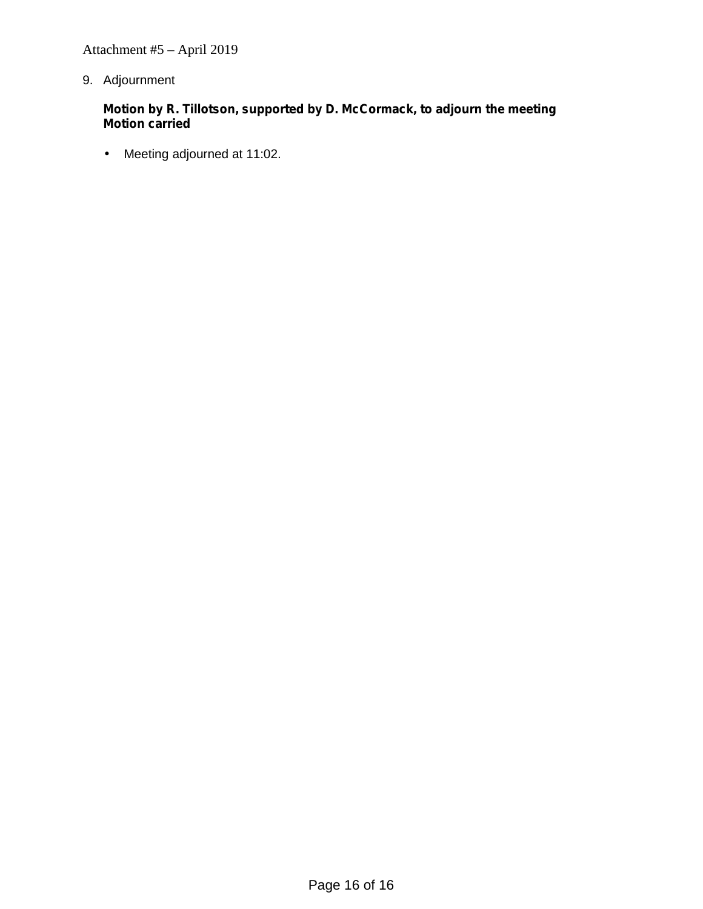Attachment #5 – April 2019

9. Adjournment

   **Motion by R. Tillotson, supported by D. McCormack, to adjourn the meeting**
   **Motion carried**

   - Meeting adjourned at 11:02.